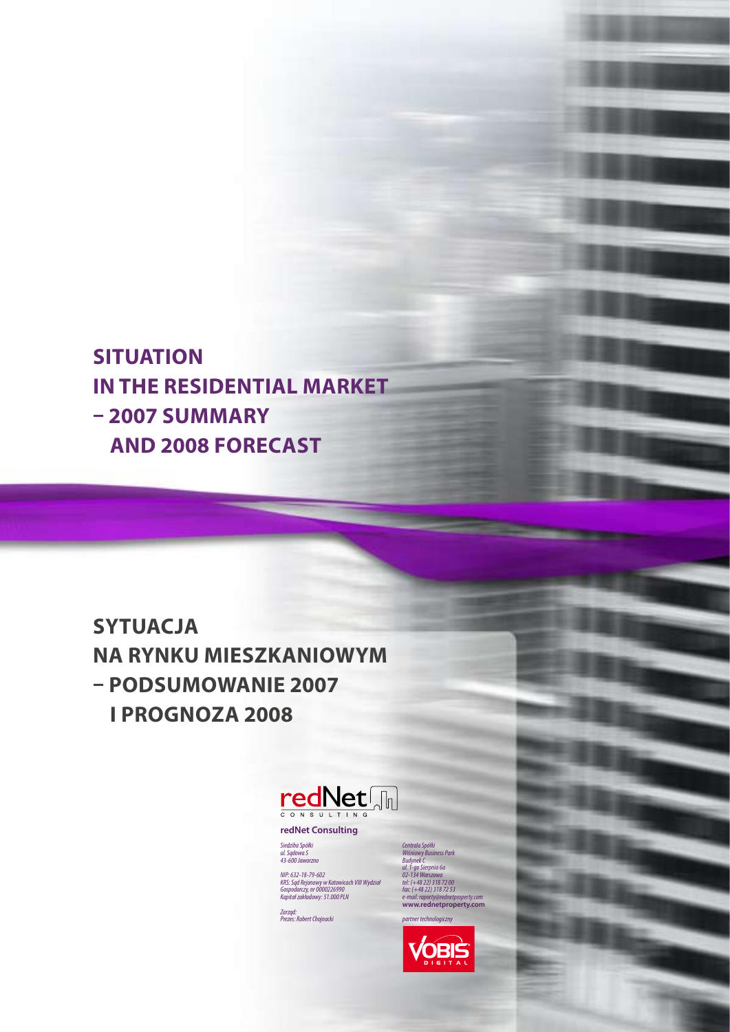# SITUATION IN THE RESIDENTIAL MARKET – 2007 SUMMARY AND 2008 FORECAST

# SYTUACJA NA RYNKU MIESZKANIOWYM – PODSUMOWANIE 2007 I PROGNOZA 2008

redNet CONSULTING

**redNet Consulting**

*Siedziba Spółki*
*ul. Sądowa 5*
*43-600 Jaworzno*

*NIP: 632-18-79-602*
*KRS: Sąd Rejonowy w Katowicach VIII Wydział Gospodarczy, nr 0000226990*
*Kapitał zakładowy: 51.000 PLN*

*Zarząd:*
*Prezes: Robert Chojnacki*

*Centrala Spółki*
*Wiśniowy Business Park*
*Budynek C*
*ul. 1-go Sierpnia 6a*
*02-134 Warszawa*
*tel: (+48 22) 318 72 00*
*fax: (+48 22) 318 72 53*
*e-mail: raporty@rednetproperty.com*
**www.rednetproperty.com**

*partner technologiczny*

VOBIS DIGITAL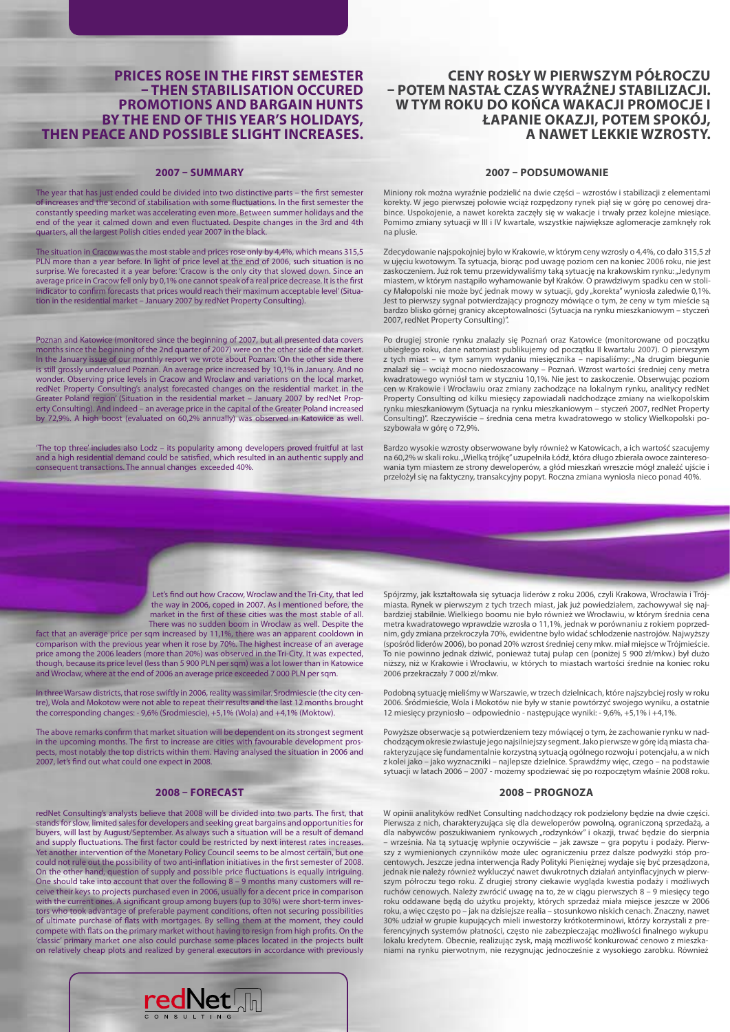# PRICES ROSE IN THE FIRST SEMESTER – THEN STABILISATION OCCURED PROMOTIONS AND BARGAIN HUNTS BY THE END OF THIS YEAR'S HOLIDAYS, THEN PEACE AND POSSIBLE SLIGHT INCREASES.

## 2007 – SUMMARY

The year that has just ended could be divided into two distinctive parts – the first semester of increases and the second of stabilisation with some fluctuations. In the first semester the constantly speeding market was accelerating even more. Between summer holidays and the end of the year it calmed down and even fluctuated. Despite changes in the 3rd and 4th quarters, all the largest Polish cities ended year 2007 in the black.

The situation in Cracow was the most stable and prices rose only by 4,4%, which means 315,5 PLN more than a year before. In light of price level at the end of 2006, such situation is no surprise. We forecasted it a year before: 'Cracow is the only city that slowed down. Since an average price in Cracow fell only by 0,1% one cannot speak of a real price decrease. It is the first indicator to confirm forecasts that prices would reach their maximum acceptable level' (Situation in the residential market – January 2007 by redNet Property Consulting).

Poznan and Katowice (monitored since the beginning of 2007, but all presented data covers months since the beginning of the 2nd quarter of 2007) were on the other side of the market. In the January issue of our monthly report we wrote about Poznan: 'On the other side there is still grossly undervalued Poznan. An average price increased by 10,1% in January. And no wonder. Observing price levels in Cracow and Wroclaw and variations on the local market, redNet Property Consulting's analyst forecasted changes on the residential market in the Greater Poland region' (Situation in the residential market – January 2007 by redNet Property Consulting). And indeed – an average price in the capital of the Greater Poland increased by 72,9%. A high boost (evaluated on 60,2% annually) was observed in Katowice as well.

'The top three' includes also Lodz – its popularity among developers proved fruitful at last and a high residential demand could be satisfied, which resulted in an authentic supply and consequent transactions. The annual changes exceeded 40%.

Let's find out how Cracow, Wroclaw and the Tri-City, that led the way in 2006, coped in 2007. As I mentioned before, the market in the first of these cities was the most stable of all. There was no sudden boom in Wroclaw as well. Despite the fact that an average price per sqm increased by 11,1%, there was an apparent cooldown in comparison with the previous year when it rose by 70%. The highest increase of an average price among the 2006 leaders (more than 20%) was observed in the Tri-City. It was expected, though, because its price level (less than 5 900 PLN per sqm) was a lot lower than in Katowice and Wroclaw, where at the end of 2006 an average price exceeded 7 000 PLN per sqm.

In three Warsaw districts, that rose swiftly in 2006, reality was similar. Srodmiescie (the city centre), Wola and Mokotow were not able to repeat their results and the last 12 months brought the corresponding changes: - 9,6% (Srodmiescie), +5,1% (Wola) and +4,1% (Moktow).

The above remarks confirm that market situation will be dependent on its strongest segment in the upcoming months. The first to increase are cities with favourable development prospects, most notably the top districts within them. Having analysed the situation in 2006 and 2007, let's find out what could one expect in 2008.

## 2008 – FORECAST

redNet Consulting's analysts believe that 2008 will be divided into two parts. The first, that stands for slow, limited sales for developers and seeking great bargains and opportunities for buyers, will last by August/September. As always such a situation will be a result of demand and supply fluctuations. The first factor could be restricted by next interest rates increases. Yet another intervention of the Monetary Policy Council seems to be almost certain, but one could not rule out the possibility of two anti-inflation initiatives in the first semester of 2008. On the other hand, question of supply and possible price fluctuations is really intriguing. One should take into account that over the following 8 – 9 months many customers will receive their keys to projects purchased even in 2006, usually for a decent price in comparison with the current ones. A significant group among buyers (up to 30%) were short-term investors who took advantage of preferable payment conditions, often not securing possibilities of ultimate purchase of flats with mortgages. By selling them at the moment, they could compete with flats on the primary market without having to resign from high profits. On the 'classic' primary market one also could purchase some places located in the projects built on relatively cheap plots and realized by general executors in accordance with previously

# CENY ROSŁY W PIERWSZYM PÓŁROCZU – POTEM NASTAŁ CZAS WYRAŹNEJ STABILIZACJI. W TYM ROKU DO KOŃCA WAKACJI PROMOCJE I ŁAPANIE OKAZJI, POTEM SPOKÓJ, A NAWET LEKKIE WZROSTY.

## 2007 – PODSUMOWANIE

Miniony rok można wyraźnie podzielić na dwie części – wzrostów i stabilizacji z elementami korekty. W jego pierwszej połowie wciąż rozpędzony rynek piął się w górę po cenowej drabince. Uspokojenie, a nawet korekta zaczęły się w wakacje i trwały przez kolejne miesiące. Pomimo zmiany sytuacji w III i IV kwartale, wszystkie największe aglomeracje zamknęły rok na plusie.

Zdecydowanie najspokojniej było w Krakowie, w którym ceny wzrosły o 4,4%, co dało 315,5 zł w ujęciu kwotowym. Ta sytuacja, biorąc pod uwagę poziom cen na koniec 2006 roku, nie jest zaskoczeniem. Już rok temu przewidywaliśmy taką sytuację na krakowskim rynku: „Jedynym miastem, w którym nastąpiło wyhamowanie był Kraków. O prawdziwym spadku cen w stolicy Małopolski nie może być jednak mowy w sytuacji, gdy „korekta" wyniosła zaledwie 0,1%. Jest to pierwszy sygnał potwierdzający prognozy mówiące o tym, że ceny w tym mieście są bardzo blisko górnej granicy akceptowalności (Sytuacja na rynku mieszkaniowym – styczeń 2007, redNet Property Consulting)".

Po drugiej stronie rynku znalazły się Poznań oraz Katowice (monitorowane od początku ubiegłego roku, dane natomiast publikujemy od początku II kwartału 2007). O pierwszym z tych miast – w tym samym wydaniu miesięcznika – napisaliśmy: „Na drugim biegunie znalazł się – wciąż mocno niedoszacowany – Poznań. Wzrost wartości średniej ceny metra kwadratowego wyniósł tam w styczniu 10,1%. Nie jest to zaskoczenie. Obserwując poziom cen w Krakowie i Wrocławiu oraz zmiany zachodzące na lokalnym rynku, analitycy redNet Property Consulting od kilku miesięcy zapowiadali nadchodzące zmiany na wielkopolskim rynku mieszkaniowym (Sytuacja na rynku mieszkaniowym – styczeń 2007, redNet Property Consulting)". Rzeczywiście – średnia cena metra kwadratowego w stolicy Wielkopolski poszybowała w górę o 72,9%.

Bardzo wysokie wzrosty obserwowane były również w Katowicach, a ich wartość szacujemy na 60,2% w skali roku. „Wielką trójkę" uzupełniła Łódź, która długo zbierała owoce zainteresowania tym miastem ze strony deweloperów, a głód mieszkań wreszcie mógł znaleźć ujście i przełożył się na faktyczny, transakcyjny popyt. Roczna zmiana wyniosła nieco ponad 40%.

Spójrzmy, jak kształtowała się sytuacja liderów z roku 2006, czyli Krakowa, Wrocławia i Trójmiasta. Rynek w pierwszym z tych trzech miast, jak już powiedziałem, zachowywał się najbardziej stabilnie. Wielkiego boomu nie było również we Wrocławiu, w którym średnia cena metra kwadratowego wprawdzie wzrosła o 11,1%, jednak w porównaniu z rokiem poprzednim, gdy zmiana przekroczyła 70%, ewidentne było widać schłodzenie nastrojów. Najwyższy (spośród liderów 2006), bo ponad 20% wzrost średniej ceny mkw. miał miejsce w Trójmieście. To nie powinno jednak dziwić, ponieważ tutaj pułap cen (poniżej 5 900 zł/mkw.) był dużo niższy, niż w Krakowie i Wrocławiu, w których to miastach wartości średnie na koniec roku 2006 przekraczały 7 000 zł/mkw.

Podobną sytuację mieliśmy w Warszawie, w trzech dzielnicach, które najszybciej rosły w roku 2006. Śródmieście, Wola i Mokotów nie były w stanie powtórzyć swojego wyniku, a ostatnie 12 miesięcy przyniosło – odpowiednio - następujące wyniki: - 9,6%, +5,1% i +4,1%.

Powyższe obserwacje są potwierdzeniem tezy mówiącej o tym, że zachowanie rynku w nadchodzącym okresie zwiastuje jego najsilniejszy segment. Jako pierwsze w górę idą miasta charakteryzujące się fundamentalnie korzystną sytuacją ogólnego rozwoju i potencjału, a w nich z kolei jako – jako wyznaczniki – najlepsze dzielnice. Sprawdźmy więc, czego – na podstawie sytuacji w latach 2006 – 2007 - możemy spodziewać się po rozpoczętym właśnie 2008 roku.

## 2008 – PROGNOZA

W opinii analityków redNet Consulting nadchodzący rok podzielony będzie na dwie części. Pierwsza z nich, charakteryzująca się dla deweloperów powolną, ograniczoną sprzedażą, a dla nabywców poszukiwaniem rynkowych „rodzynków" i okazji, trwać będzie do sierpnia – września. Na tą sytuację wpłynie oczywiście – jak zawsze – gra popytu i podaży. Pierwszy z wymienionych czynników może ulec ograniczeniu przez dalsze podwyżki stóp procentowych. Jeszcze jedna interwencja Rady Polityki Pieniężnej wydaje się być przesądzona, jednak nie należy również wykluczyć nawet dwukrotnych działań antyinflacyjnych w pierwszym półroczu tego roku. Z drugiej strony ciekawie wygląda kwestia podaży i możliwych ruchów cenowych. Należy zwrócić uwagę na to, że w ciągu pierwszych 8 – 9 miesięcy tego roku oddawane będą do użytku projekty, których sprzedaż miała miejsce jeszcze w 2006 roku, a więc często po – jak na dzisiejsze realia – stosunkowo niskich cenach. Znaczny, nawet 30% udział w grupie kupujących mieli inwestorzy krótkoterminowi, którzy korzystali z preferencyjnych systemów płatności, często nie zabezpieczając możliwości finalnego wykupu lokalu kredytem. Obecnie, realizując zysk, mają możliwość konkurować cenowo z mieszkaniami na rynku pierwotnym, nie rezygnując jednocześnie z wysokiego zarobku. Również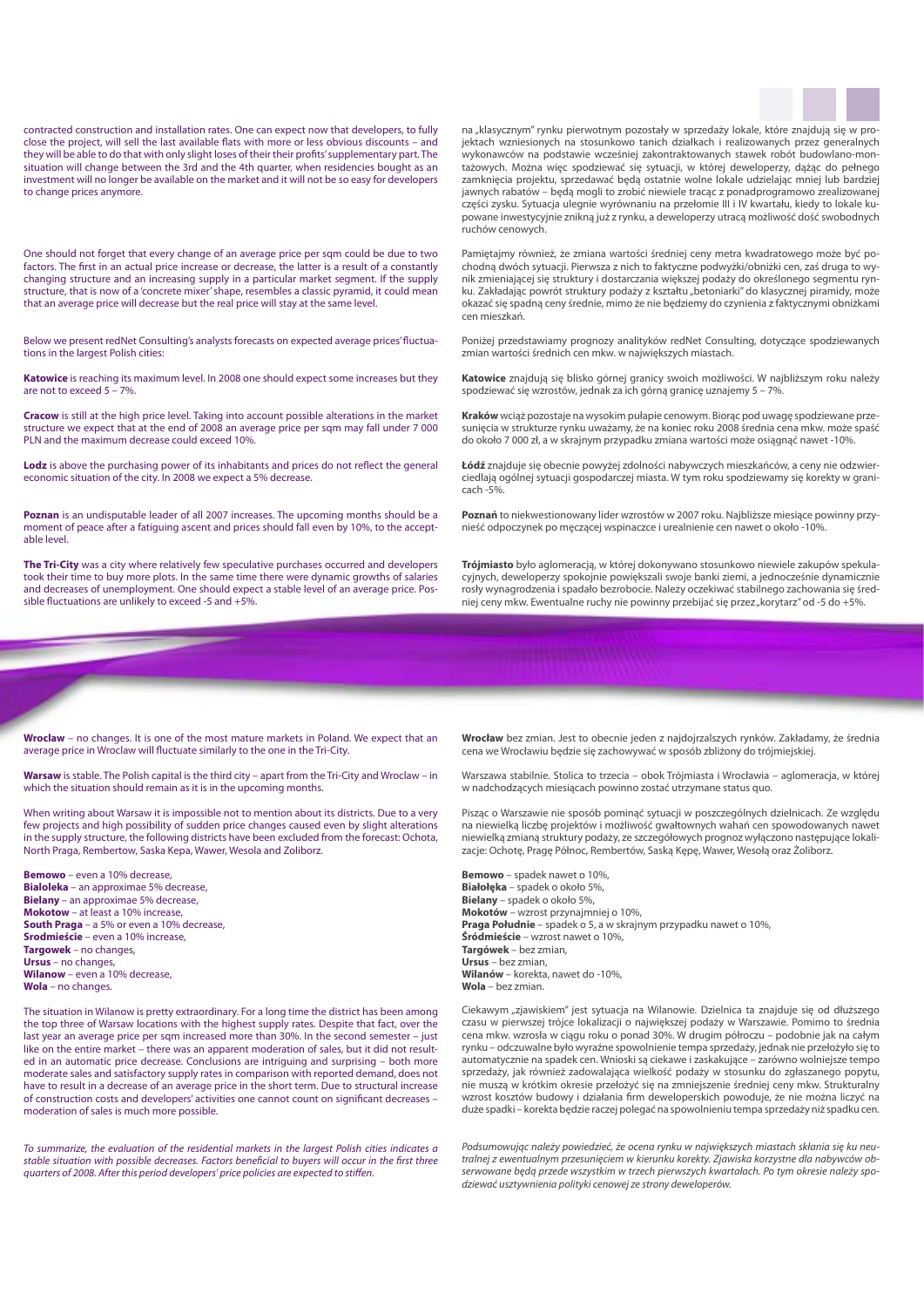contracted construction and installation rates. One can expect now that developers, to fully close the project, will sell the last available flats with more or less obvious discounts – and they will be able to do that with only slight loses of their their profits' supplementary part. The situation will change between the 3rd and the 4th quarter, when residencies bought as an investment will no longer be available on the market and it will not be so easy for developers to change prices anymore.

One should not forget that every change of an average price per sqm could be due to two factors. The first in an actual price increase or decrease, the latter is a result of a constantly changing structure and an increasing supply in a particular market segment. If the supply structure, that is now of a 'concrete mixer' shape, resembles a classic pyramid, it could mean that an average price will decrease but the real price will stay at the same level.

Below we present redNet Consulting's analysts forecasts on expected average prices' fluctuations in the largest Polish cities:

**Katowice** is reaching its maximum level. In 2008 one should expect some increases but they are not to exceed 5 – 7%.

**Cracow** is still at the high price level. Taking into account possible alterations in the market structure we expect that at the end of 2008 an average price per sqm may fall under 7 000 PLN and the maximum decrease could exceed 10%.

**Lodz** is above the purchasing power of its inhabitants and prices do not reflect the general economic situation of the city. In 2008 we expect a 5% decrease.

**Poznan** is an undisputable leader of all 2007 increases. The upcoming months should be a moment of peace after a fatiguing ascent and prices should fall even by 10%, to the acceptable level.

**The Tri-City** was a city where relatively few speculative purchases occurred and developers took their time to buy more plots. In the same time there were dynamic growths of salaries and decreases of unemployment. One should expect a stable level of an average price. Possible fluctuations are unlikely to exceed -5 and +5%.

**Wroclaw** – no changes. It is one of the most mature markets in Poland. We expect that an average price in Wroclaw will fluctuate similarly to the one in the Tri-City.

**Warsaw** is stable. The Polish capital is the third city – apart from the Tri-City and Wroclaw – in which the situation should remain as it is in the upcoming months.

When writing about Warsaw it is impossible not to mention about its districts. Due to a very few projects and high possibility of sudden price changes caused even by slight alterations in the supply structure, the following districts have been excluded from the forecast: Ochota, North Praga, Rembertow, Saska Kepa, Wawer, Wesola and Zoliborz.

**Bemowo** – even a 10% decrease,
**Bialoleka** – an approximae 5% decrease,
**Bielany** – an approximae 5% decrease,
**Mokotow** – at least a 10% increase,
**South Praga** – a 5% or even a 10% decrease,
**Srodmieście** – even a 10% increase,
**Targowek** – no changes,
**Ursus** – no changes,
**Wilanow** – even a 10% decrease,
**Wola** – no changes.

The situation in Wilanow is pretty extraordinary. For a long time the district has been among the top three of Warsaw locations with the highest supply rates. Despite that fact, over the last year an average price per sqm increased more than 30%. In the second semester – just like on the entire market – there was an apparent moderation of sales, but it did not resulted in an automatic price decrease. Conclusions are intriguing and surprising – both more moderate sales and satisfactory supply rates in comparison with reported demand, does not have to result in a decrease of an average price in the short term. Due to structural increase of construction costs and developers' activities one cannot count on significant decreases – moderation of sales is much more possible.

*To summarize, the evaluation of the residential markets in the largest Polish cities indicates a stable situation with possible decreases. Factors beneficial to buyers will occur in the first three quarters of 2008. After this period developers' price policies are expected to stiffen.*

na „klasycznym" rynku pierwotnym pozostały w sprzedaży lokale, które znajdują się w projektach wzniesionych na stosunkowo tanich działkach i realizowanych przez generalnych wykonawców na podstawie wcześniej zakontraktowanych stawek robót budowlano-montażowych. Można więc spodziewać się sytuacji, w której deweloperzy, dążąc do pełnego zamknięcia projektu, sprzedawać będą ostatnie wolne lokale udzielając mniej lub bardziej jawnych rabatów – będą mogli to zrobić niewiele tracąc z ponadprogramowo zrealizowanej części zysku. Sytuacja ulegnie wyrównaniu na przełomie III i IV kwartału, kiedy to lokale kupowane inwestycyjnie znikną już z rynku, a deweloperzy utracą możliwość dość swobodnych ruchów cenowych.

Pamiętajmy również, że zmiana wartości średniej ceny metra kwadratowego może być pochodną dwóch sytuacji. Pierwsza z nich to faktyczne podwyżki/obniżki cen, zaś druga to wynik zmieniającej się struktury i dostarczania większej podaży do określonego segmentu rynku. Zakładając powrót struktury podaży z kształtu „betoniarki" do klasycznej piramidy, może okazać się spadną ceny średnie, mimo że nie będziemy do czynienia z faktycznymi obniżkami cen mieszkań.

Poniżej przedstawiamy prognozy analityków redNet Consulting, dotyczące spodziewanych zmian wartości średnich cen mkw. w największych miastach.

**Katowice** znajdują się blisko górnej granicy swoich możliwości. W najbliższym roku należy spodziewać się wzrostów, jednak za ich górną granicę uznajemy 5 – 7%.

**Kraków** wciąż pozostaje na wysokim pułapie cenowym. Biorąc pod uwagę spodziewane przesunięcia w strukturze rynku uważamy, że na koniec roku 2008 średnia cena mkw. może spaść do około 7 000 zł, a w skrajnym przypadku zmiana wartości może osiągnąć nawet -10%.

**Łódź** znajduje się obecnie powyżej zdolności nabywczych mieszkańców, a ceny nie odzwierciedlają ogólnej sytuacji gospodarczej miasta. W tym roku spodziewamy się korekty w granicach -5%.

**Poznań** to niekwestionowany lider wzrostów w 2007 roku. Najbliższe miesiące powinny przynieść odpoczynek po męczącej wspinaczce i urealnienie cen nawet o około -10%.

**Trójmiasto** było aglomeracją, w której dokonywano stosunkowo niewiele zakupów spekulacyjnych, deweloperzy spokojnie powiększali swoje banki ziemi, a jednocześnie dynamicznie rosły wynagrodzenia i spadało bezrobocie. Należy oczekiwać stabilnego zachowania się średniej ceny mkw. Ewentualne ruchy nie powinny przebijać się przez „korytarz" od -5 do +5%.

**Wrocław** bez zmian. Jest to obecnie jeden z najdojrzalszych rynków. Zakładamy, że średnia cena we Wrocławiu będzie się zachowywać w sposób zbliżony do trójmiejskiej.

Warszawa stabilnie. Stolica to trzecia – obok Trójmiasta i Wrocławia – aglomeracja, w której w nadchodzących miesiącach powinno zostać utrzymane status quo.

Pisząc o Warszawie nie sposób pominąć sytuacji w poszczególnych dzielnicach. Ze względu na niewielką liczbę projektów i możliwość gwałtownych wahań cen spowodowanych nawet niewielką zmianą struktury podaży, ze szczegółowych prognoz wyłączono następujące lokalizacje: Ochotę, Pragę Północ, Rembertów, Saską Kępę, Wawer, Wesołą oraz Żoliborz.

**Bemowo** – spadek nawet o 10%,
**Białołęka** – spadek o około 5%,
**Bielany** – spadek o około 5%,
**Mokotów** – wzrost przynajmniej o 10%,
**Praga Południe** – spadek o 5, a w skrajnym przypadku nawet o 10%,
**Śródmieście** – wzrost nawet o 10%,
**Targówek** – bez zmian,
**Ursus** – bez zmian,
**Wilanów** – korekta, nawet do -10%,
**Wola** – bez zmian.

Ciekawym „zjawiskiem" jest sytuacja na Wilanowie. Dzielnica ta znajduje się od dłuższego czasu w pierwszej trójce lokalizacji o największej podaży w Warszawie. Pomimo to średnia cena mkw. wzrosła w ciągu roku o ponad 30%. W drugim półroczu – podobnie jak na całym rynku – odczuwalne było wyraźne spowolnienie tempa sprzedaży, jednak nie przełożyło się to automatycznie na spadek cen. Wnioski są ciekawe i zaskakujące – zarówno wolniejsze tempo sprzedaży, jak również zadowalająca wielkość podaży w stosunku do zgłaszanego popytu, nie muszą w krótkim okresie przełożyć się na zmniejszenie średniej ceny mkw. Strukturalny wzrost kosztów budowy i działania firm deweloperskich powoduje, że nie można liczyć na duże spadki – korekta będzie raczej polegać na spowolnieniu tempa sprzedaży niż spadku cen.

*Podsumowując należy powiedzieć, że ocena rynku w największych miastach skłania się ku neutralnej z ewentualnym przesunięciem w kierunku korekty. Zjawiska korzystne dla nabywców obserwowane będą przede wszystkim w trzech pierwszych kwartałach. Po tym okresie należy spodziewać usztywnienia polityki cenowej ze strony deweloperów.*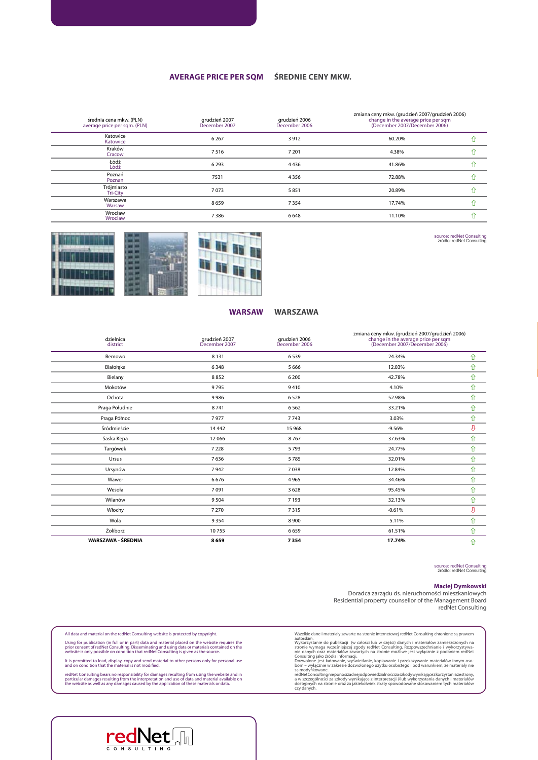## AVERAGE PRICE PER SQM ŚREDNIE CENY MKW.

| średnia cena mkw. (PLN) average price per sqm. (PLN) | grudzień 2007 December 2007 | grudzień 2006 December 2006 | zmiana ceny mkw. (grudzień 2007/grudzień 2006) change in the average price per sqm (December 2007/December 2006) | |
|---|---|---|---|---|
| Katowice Katowice | 6 267 | 3 912 | 60.20% | ⇧ |
| Kraków Cracow | 7 516 | 7 201 | 4.38% | ⇧ |
| Łódź Łódź | 6 293 | 4 436 | 41.86% | ⇧ |
| Poznań Poznan | 7531 | 4 356 | 72.88% | ⇧ |
| Trójmiasto Tri-City | 7 073 | 5 851 | 20.89% | ⇧ |
| Warszawa Warsaw | 8 659 | 7 354 | 17.74% | ⇧ |
| Wrocław Wroclaw | 7 386 | 6 648 | 11.10% | ⇧ |

source: redNet Consulting
źródło: redNet Consulting

## WARSAW WARSZAWA

| dzielnica district | grudzień 2007 December 2007 | grudzień 2006 December 2006 | zmiana ceny mkw. (grudzień 2007/grudzień 2006) change in the average price per sqm (December 2007/December 2006) | |
|---|---|---|---|---|
| Bemowo | 8 131 | 6 539 | 24.34% | ⇧ |
| Białołęka | 6 348 | 5 666 | 12.03% | ⇧ |
| Bielany | 8 852 | 6 200 | 42.78% | ⇧ |
| Mokotów | 9 795 | 9 410 | 4.10% | ⇧ |
| Ochota | 9 986 | 6 528 | 52.98% | ⇧ |
| Praga Południe | 8 741 | 6 562 | 33.21% | ⇧ |
| Praga Północ | 7 977 | 7 743 | 3.03% | ⇧ |
| Śródmieście | 14 442 | 15 968 | -9.56% | ⇩ |
| Saska Kępa | 12 066 | 8 767 | 37.63% | ⇧ |
| Targówek | 7 228 | 5 793 | 24.77% | ⇧ |
| Ursus | 7 636 | 5 785 | 32.01% | ⇧ |
| Ursynów | 7 942 | 7 038 | 12.84% | ⇧ |
| Wawer | 6 676 | 4 965 | 34.46% | ⇧ |
| Wesoła | 7 091 | 3 628 | 95.45% | ⇧ |
| Wilanów | 9 504 | 7 193 | 32.13% | ⇧ |
| Włochy | 7 270 | 7 315 | -0.61% | ⇩ |
| Wola | 9 354 | 8 900 | 5.11% | ⇧ |
| Żoliborz | 10 755 | 6 659 | 61.51% | ⇧ |
| **WARSZAWA - ŚREDNIA** | **8 659** | **7 354** | **17.74%** | ⇧ |

source: redNet Consulting
źródło: redNet Consulting

**Maciej Dymkowski**
Doradca zarządu ds. nieruchomości mieszkaniowych
Residential property counsellor of the Management Board
redNet Consulting

All data and material on the redNet Consulting website is protected by copyright.

Using for publication (in full or in part) data and material placed on the website requires the prior consent of redNet Consulting. Disseminating and using data or materials contained on the website is only possible on condition that redNet Consulting is given as the source.

It is permitted to load, display, copy and send material to other persons only for personal use and on condition that the material is not modified.

redNet Consulting bears no responsibility for damages resulting from using the website and in particular damages resulting from the interpretation and use of data and material available on the website as well as any damages caused by the application of these materials or data.

Wszelkie dane i materiały zawarte na stronie internetowej redNet Consulting chronione są prawem autorskim.
Wykorzystanie do publikacji (w całości lub w części) danych i materiałów zamieszczonych na stronie wymaga wcześniejszej zgody redNet Consulting. Rozpowszechnianie i wykorzystywanie danych oraz materiałów zawartych na stronie możliwe jest wyłącznie z podaniem redNet Consulting jako źródła informacji.
Dozwolone jest ładowanie, wyświetlanie, kopiowanie i przekazywanie materiałów innym osobom – wyłącznie w zakresie dozwolonego użytku osobistego i pod warunkiem, że materiały nie są modyfikowane.
redNet Consulting nie ponosi żadnej odpowiedzialności za szkody wynikające z korzystania ze strony, a w szczególności za szkody wynikające z interpretacji i/lub wykorzystania danych i materiałów dostępnych na stronie oraz za jakiekolwiek straty spowodowane stosowaniem tych materiałów czy danych.

redNet CONSULTING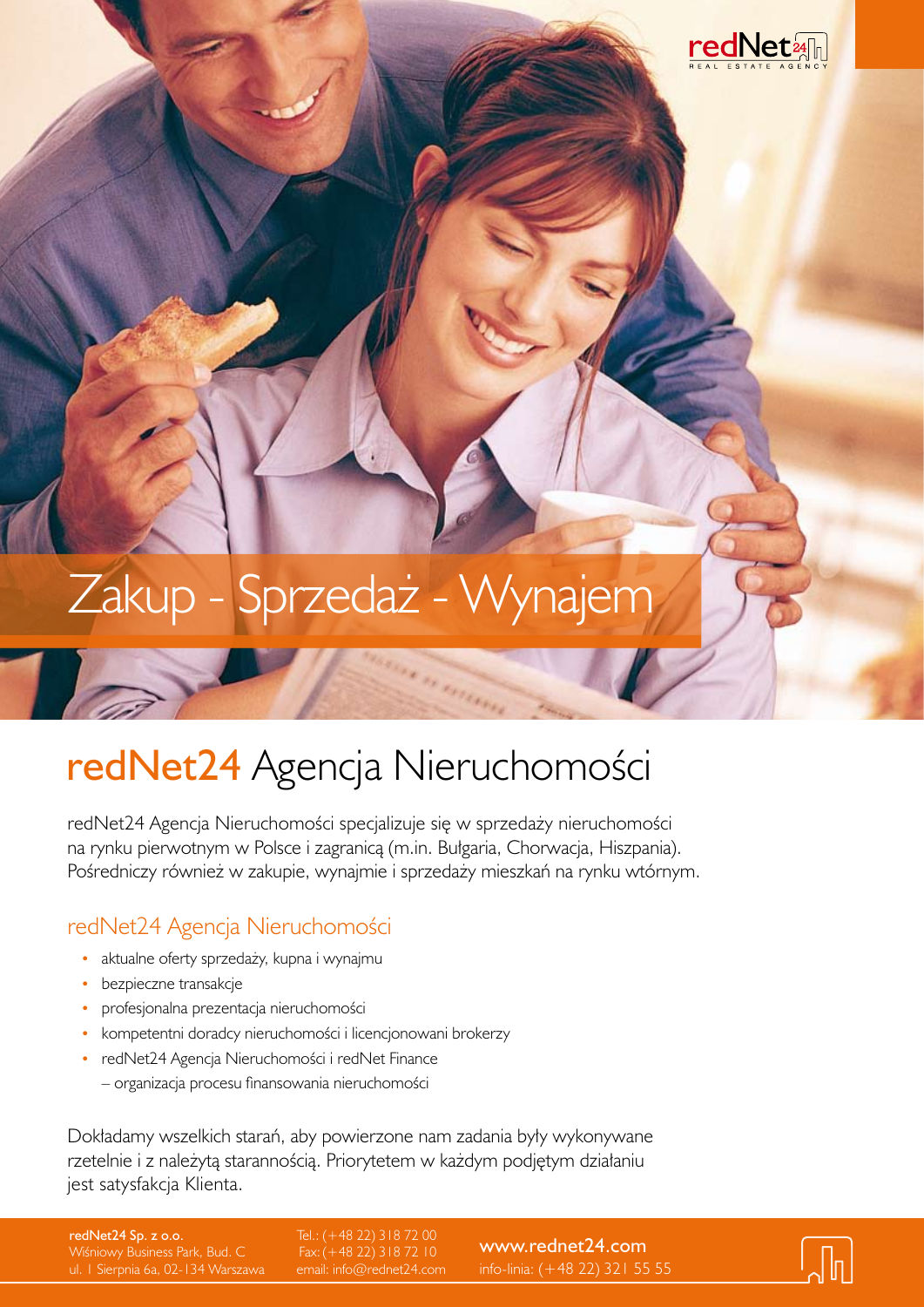redNet24 REAL ESTATE AGENCY

Zakup - Sprzedaż - Wynajem

# redNet24 Agencja Nieruchomości

redNet24 Agencja Nieruchomości specjalizuje się w sprzedaży nieruchomości na rynku pierwotnym w Polsce i zagranicą (m.in. Bułgaria, Chorwacja, Hiszpania). Pośredniczy również w zakupie, wynajmie i sprzedaży mieszkań na rynku wtórnym.

## redNet24 Agencja Nieruchomości

- aktualne oferty sprzedaży, kupna i wynajmu
- bezpieczne transakcje
- profesjonalna prezentacja nieruchomości
- kompetentni doradcy nieruchomości i licencjonowani brokerzy
- redNet24 Agencja Nieruchomości i redNet Finance
  – organizacja procesu finansowania nieruchomości

Dokładamy wszelkich starań, aby powierzone nam zadania były wykonywane rzetelnie i z należytą starannością. Priorytetem w każdym podjętym działaniu jest satysfakcja Klienta.

**redNet24 Sp. z o.o.**
Wiśniowy Business Park, Bud. C
ul. 1 Sierpnia 6a, 02-134 Warszawa

Tel.: (+48 22) 318 72 00
Fax: (+48 22) 318 72 10
email: info@rednet24.com

**www.rednet24.com**
info-linia: (+48 22) 321 55 55